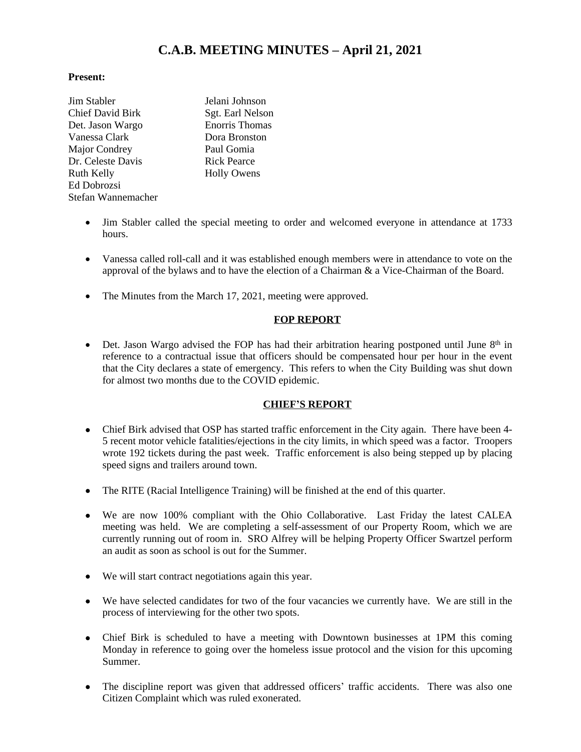# C.A.B. MEETING MINUTES – April 21, 2021

**Present:**

Jim Stabler
Chief David Birk
Det. Jason Wargo
Vanessa Clark
Major Condrey
Dr. Celeste Davis
Ruth Kelly
Ed Dobrozsi
Stefan Wannemacher
Jelani Johnson
Sgt. Earl Nelson
Enorris Thomas
Dora Bronston
Paul Gomia
Rick Pearce
Holly Owens

- Jim Stabler called the special meeting to order and welcomed everyone in attendance at 1733 hours.
- Vanessa called roll-call and it was established enough members were in attendance to vote on the approval of the bylaws and to have the election of a Chairman & a Vice-Chairman of the Board.
- The Minutes from the March 17, 2021, meeting were approved.

## FOP REPORT

- Det. Jason Wargo advised the FOP has had their arbitration hearing postponed until June 8th in reference to a contractual issue that officers should be compensated hour per hour in the event that the City declares a state of emergency. This refers to when the City Building was shut down for almost two months due to the COVID epidemic.

## CHIEF'S REPORT

- Chief Birk advised that OSP has started traffic enforcement in the City again. There have been 4-5 recent motor vehicle fatalities/ejections in the city limits, in which speed was a factor. Troopers wrote 192 tickets during the past week. Traffic enforcement is also being stepped up by placing speed signs and trailers around town.
- The RITE (Racial Intelligence Training) will be finished at the end of this quarter.
- We are now 100% compliant with the Ohio Collaborative. Last Friday the latest CALEA meeting was held. We are completing a self-assessment of our Property Room, which we are currently running out of room in. SRO Alfrey will be helping Property Officer Swartzel perform an audit as soon as school is out for the Summer.
- We will start contract negotiations again this year.
- We have selected candidates for two of the four vacancies we currently have. We are still in the process of interviewing for the other two spots.
- Chief Birk is scheduled to have a meeting with Downtown businesses at 1PM this coming Monday in reference to going over the homeless issue protocol and the vision for this upcoming Summer.
- The discipline report was given that addressed officers' traffic accidents. There was also one Citizen Complaint which was ruled exonerated.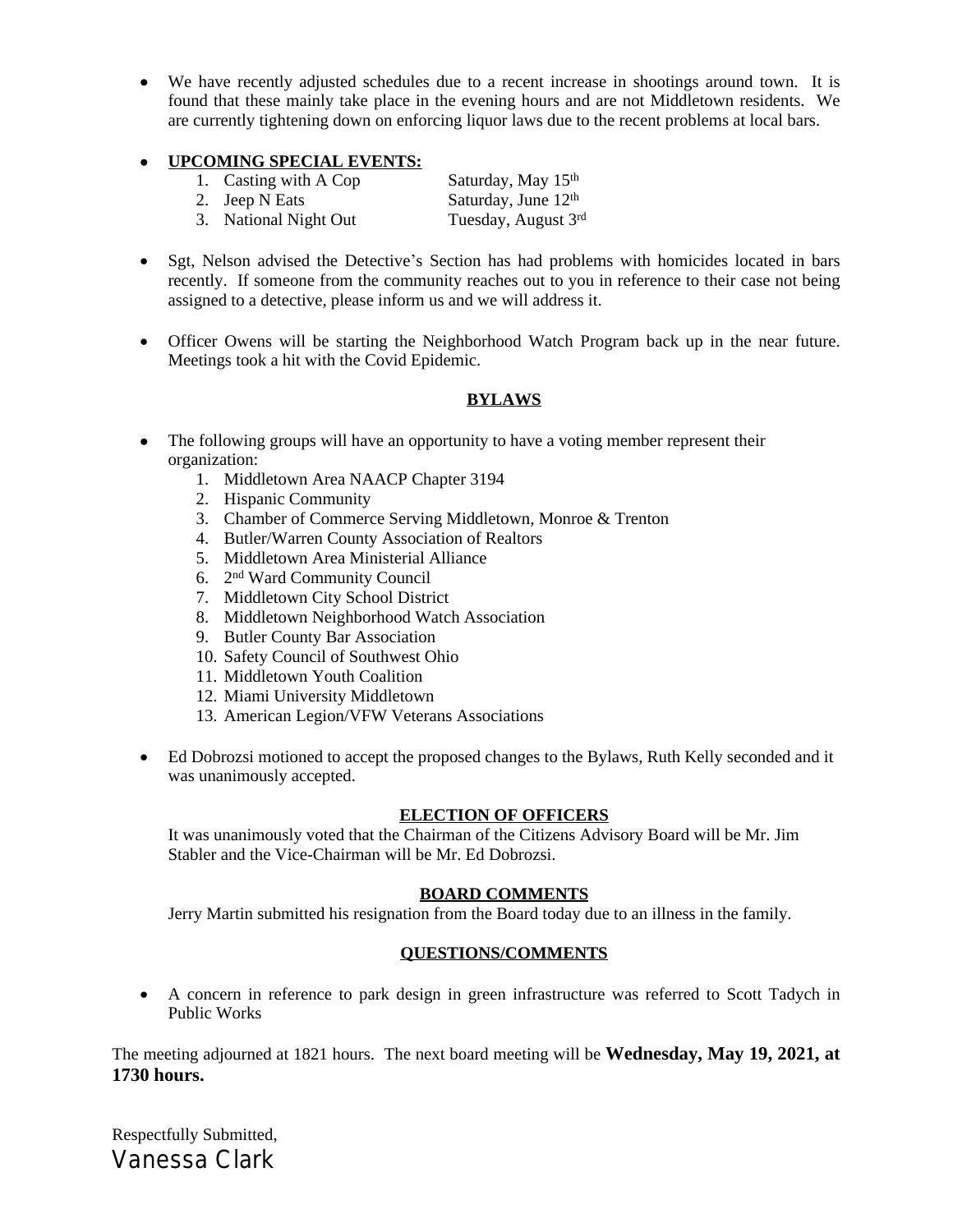- We have recently adjusted schedules due to a recent increase in shootings around town. It is found that these mainly take place in the evening hours and are not Middletown residents. We are currently tightening down on enforcing liquor laws due to the recent problems at local bars.

- **UPCOMING SPECIAL EVENTS:**
  1. Casting with A Cop — Saturday, May 15th
  2. Jeep N Eats — Saturday, June 12th
  3. National Night Out — Tuesday, August 3rd

- Sgt, Nelson advised the Detective's Section has had problems with homicides located in bars recently. If someone from the community reaches out to you in reference to their case not being assigned to a detective, please inform us and we will address it.

- Officer Owens will be starting the Neighborhood Watch Program back up in the near future. Meetings took a hit with the Covid Epidemic.

## BYLAWS

- The following groups will have an opportunity to have a voting member represent their organization:
  1. Middletown Area NAACP Chapter 3194
  2. Hispanic Community
  3. Chamber of Commerce Serving Middletown, Monroe & Trenton
  4. Butler/Warren County Association of Realtors
  5. Middletown Area Ministerial Alliance
  6. 2nd Ward Community Council
  7. Middletown City School District
  8. Middletown Neighborhood Watch Association
  9. Butler County Bar Association
  10. Safety Council of Southwest Ohio
  11. Middletown Youth Coalition
  12. Miami University Middletown
  13. American Legion/VFW Veterans Associations

- Ed Dobrozsi motioned to accept the proposed changes to the Bylaws, Ruth Kelly seconded and it was unanimously accepted.

## ELECTION OF OFFICERS

It was unanimously voted that the Chairman of the Citizens Advisory Board will be Mr. Jim Stabler and the Vice-Chairman will be Mr. Ed Dobrozsi.

## BOARD COMMENTS

Jerry Martin submitted his resignation from the Board today due to an illness in the family.

## QUESTIONS/COMMENTS

- A concern in reference to park design in green infrastructure was referred to Scott Tadych in Public Works

The meeting adjourned at 1821 hours. The next board meeting will be **Wednesday, May 19, 2021, at 1730 hours.**

Respectfully Submitted,
Vanessa Clark